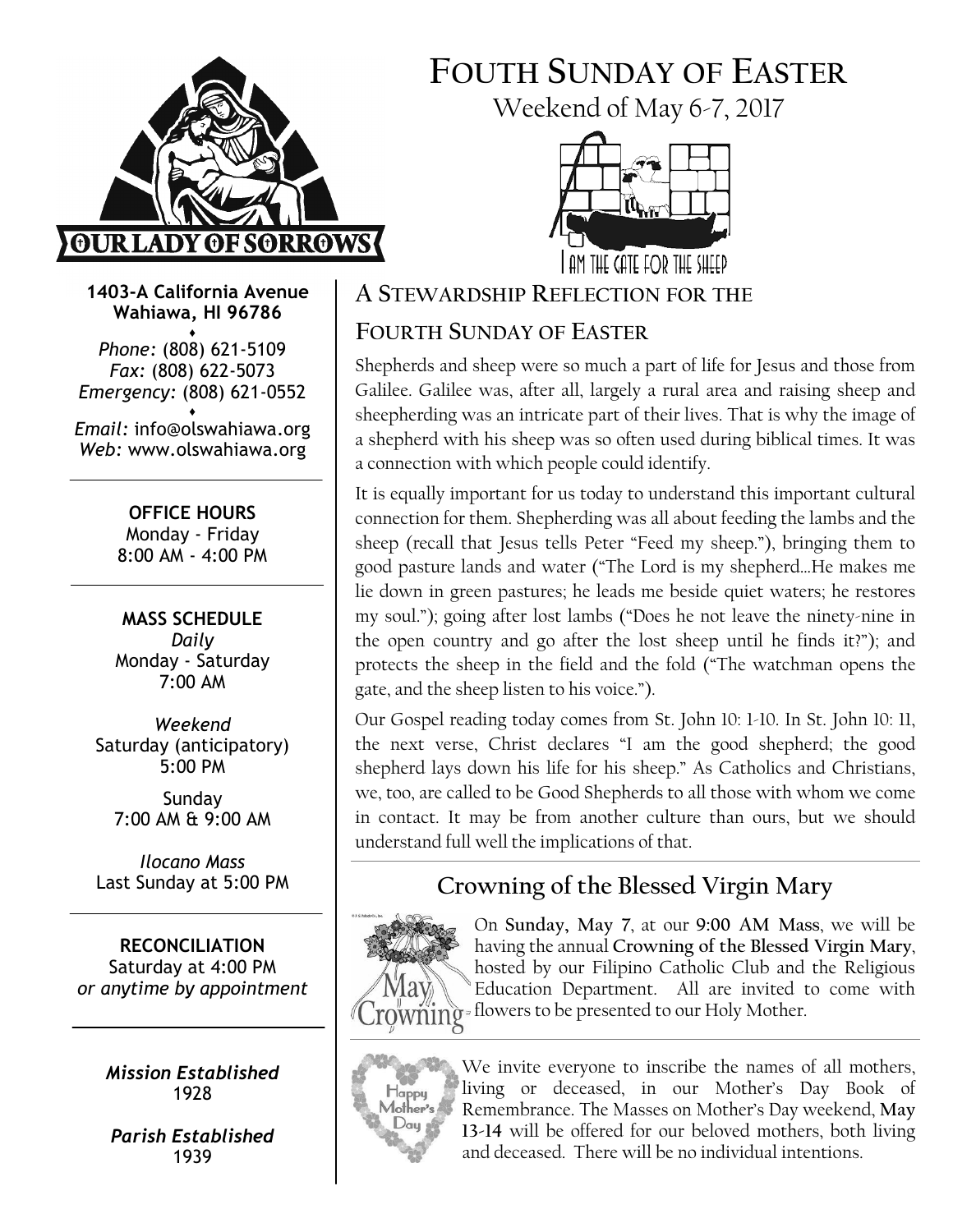# FOUTH SUNDAY OF EASTER

Weekend of May 6-7, 2017

I AM THE GATE FOR THE SHEEP

**1403-A California Avenue**
**Wahiawa, HI 96786**

*Phone:* (808) 621-5109
*Fax:* (808) 622-5073
*Emergency:* (808) 621-0552

*Email:* info@olswahiawa.org
*Web:* www.olswahiawa.org

**OFFICE HOURS**
Monday - Friday
8:00 AM - 4:00 PM

**MASS SCHEDULE**
*Daily*
Monday - Saturday
7:00 AM

*Weekend*
Saturday (anticipatory)
5:00 PM

Sunday
7:00 AM & 9:00 AM

*Ilocano Mass*
Last Sunday at 5:00 PM

**RECONCILIATION**
Saturday at 4:00 PM
*or anytime by appointment*

*Mission Established*
1928

*Parish Established*
1939

## A STEWARDSHIP REFLECTION FOR THE FOURTH SUNDAY OF EASTER

Shepherds and sheep were so much a part of life for Jesus and those from Galilee. Galilee was, after all, largely a rural area and raising sheep and sheepherding was an intricate part of their lives. That is why the image of a shepherd with his sheep was so often used during biblical times. It was a connection with which people could identify.

It is equally important for us today to understand this important cultural connection for them. Shepherding was all about feeding the lambs and the sheep (recall that Jesus tells Peter "Feed my sheep."), bringing them to good pasture lands and water ("The Lord is my shepherd…He makes me lie down in green pastures; he leads me beside quiet waters; he restores my soul."); going after lost lambs ("Does he not leave the ninety-nine in the open country and go after the lost sheep until he finds it?"); and protects the sheep in the field and the fold ("The watchman opens the gate, and the sheep listen to his voice.").

Our Gospel reading today comes from St. John 10: 1-10. In St. John 10: 11, the next verse, Christ declares "I am the good shepherd; the good shepherd lays down his life for his sheep." As Catholics and Christians, we, too, are called to be Good Shepherds to all those with whom we come in contact. It may be from another culture than ours, but we should understand full well the implications of that.

## Crowning of the Blessed Virgin Mary

On **Sunday, May 7**, at our **9:00 AM Mass**, we will be having the annual **Crowning of the Blessed Virgin Mary**, hosted by our Filipino Catholic Club and the Religious Education Department. All are invited to come with flowers to be presented to our Holy Mother.

We invite everyone to inscribe the names of all mothers, living or deceased, in our Mother's Day Book of Remembrance. The Masses on Mother's Day weekend, **May 13-14** will be offered for our beloved mothers, both living and deceased. There will be no individual intentions.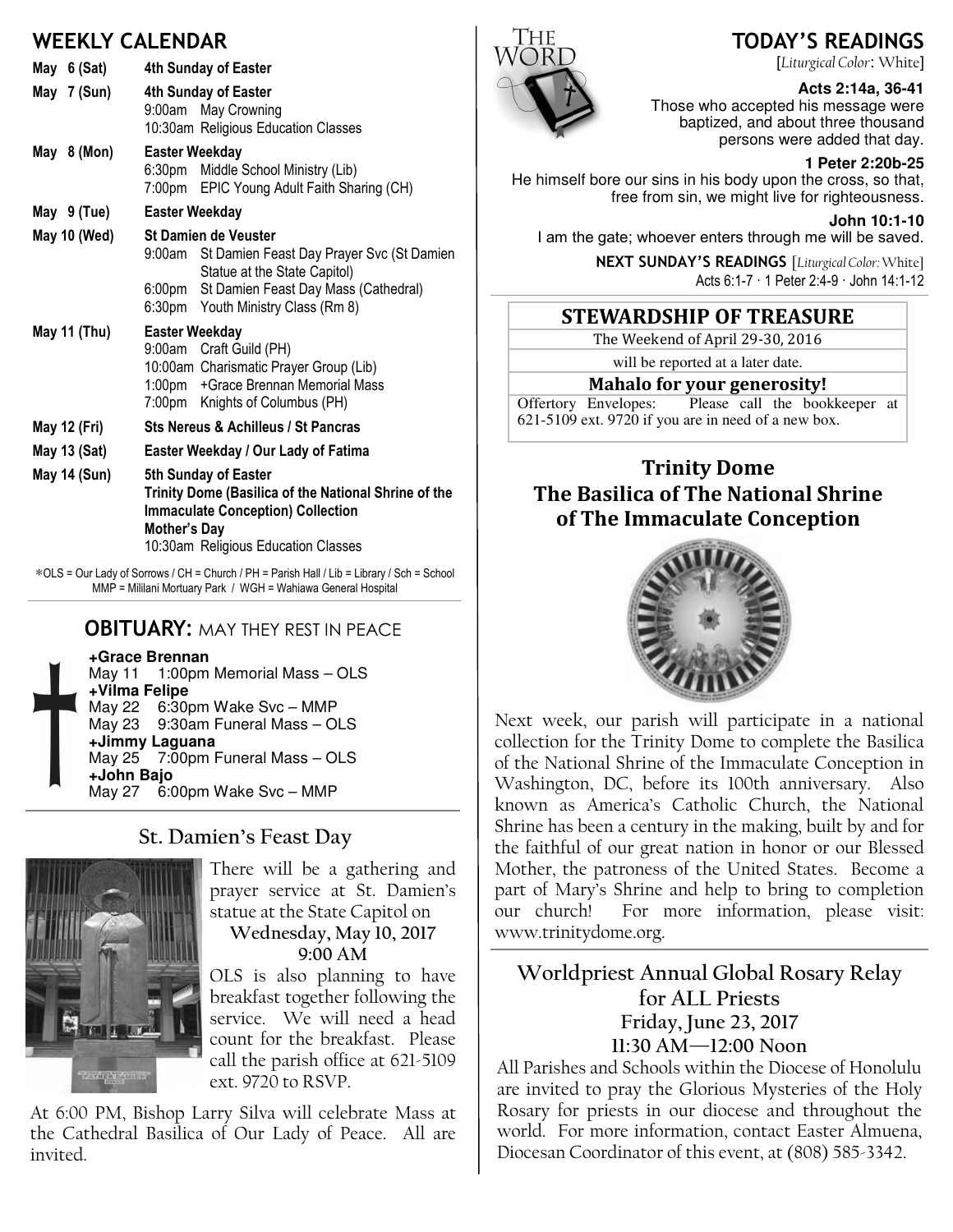## WEEKLY CALENDAR

| | |
|---|---|
| May 6 (Sat) | **4th Sunday of Easter** |
| May 7 (Sun) | **4th Sunday of Easter**<br>9:00am May Crowning<br>10:30am Religious Education Classes |
| May 8 (Mon) | **Easter Weekday**<br>6:30pm Middle School Ministry (Lib)<br>7:00pm EPIC Young Adult Faith Sharing (CH) |
| May 9 (Tue) | **Easter Weekday** |
| May 10 (Wed) | **St Damien de Veuster**<br>9:00am St Damien Feast Day Prayer Svc (St Damien Statue at the State Capitol)<br>6:00pm St Damien Feast Day Mass (Cathedral)<br>6:30pm Youth Ministry Class (Rm 8) |
| May 11 (Thu) | **Easter Weekday**<br>9:00am Craft Guild (PH)<br>10:00am Charismatic Prayer Group (Lib)<br>1:00pm +Grace Brennan Memorial Mass<br>7:00pm Knights of Columbus (PH) |
| May 12 (Fri) | **Sts Nereus & Achilleus / St Pancras** |
| May 13 (Sat) | **Easter Weekday / Our Lady of Fatima** |
| May 14 (Sun) | **5th Sunday of Easter**<br>**Trinity Dome (Basilica of the National Shrine of the Immaculate Conception) Collection**<br>**Mother's Day**<br>10:30am Religious Education Classes |

*OLS = Our Lady of Sorrows / CH = Church / PH = Parish Hall / Lib = Library / Sch = School
MMP = Mililani Mortuary Park / WGH = Wahiawa General Hospital

## OBITUARY: MAY THEY REST IN PEACE

**+Grace Brennan**
May 11 1:00pm Memorial Mass – OLS
**+Vilma Felipe**
May 22 6:30pm Wake Svc – MMP
May 23 9:30am Funeral Mass – OLS
**+Jimmy Laguana**
May 25 7:00pm Funeral Mass – OLS
**+John Bajo**
May 27 6:00pm Wake Svc – MMP

## St. Damien's Feast Day

There will be a gathering and prayer service at St. Damien's statue at the State Capitol on

**Wednesday, May 10, 2017**
**9:00 AM**

OLS is also planning to have breakfast together following the service. We will need a head count for the breakfast. Please call the parish office at 621-5109 ext. 9720 to RSVP.

At 6:00 PM, Bishop Larry Silva will celebrate Mass at the Cathedral Basilica of Our Lady of Peace. All are invited.

## TODAY'S READINGS

[*Liturgical Color*: White]

**Acts 2:14a, 36-41**
Those who accepted his message were baptized, and about three thousand persons were added that day.

**1 Peter 2:20b-25**
He himself bore our sins in his body upon the cross, so that, free from sin, we might live for righteousness.

**John 10:1-10**
I am the gate; whoever enters through me will be saved.

**NEXT SUNDAY'S READINGS** [*Liturgical Color*: White]
Acts 6:1-7 · 1 Peter 2:4-9 · John 14:1-12

## STEWARDSHIP OF TREASURE

The Weekend of April 29-30, 2016

will be reported at a later date.

**Mahalo for your generosity!**

Offertory Envelopes: Please call the bookkeeper at 621-5109 ext. 9720 if you are in need of a new box.

## Trinity Dome The Basilica of The National Shrine of The Immaculate Conception

Next week, our parish will participate in a national collection for the Trinity Dome to complete the Basilica of the National Shrine of the Immaculate Conception in Washington, DC, before its 100th anniversary. Also known as America's Catholic Church, the National Shrine has been a century in the making, built by and for the faithful of our great nation in honor or our Blessed Mother, the patroness of the United States. Become a part of Mary's Shrine and help to bring to completion our church! For more information, please visit: www.trinitydome.org.

## Worldpriest Annual Global Rosary Relay for ALL Priests

**Friday, June 23, 2017**
**11:30 AM—12:00 Noon**

All Parishes and Schools within the Diocese of Honolulu are invited to pray the Glorious Mysteries of the Holy Rosary for priests in our diocese and throughout the world. For more information, contact Easter Almuena, Diocesan Coordinator of this event, at (808) 585-3342.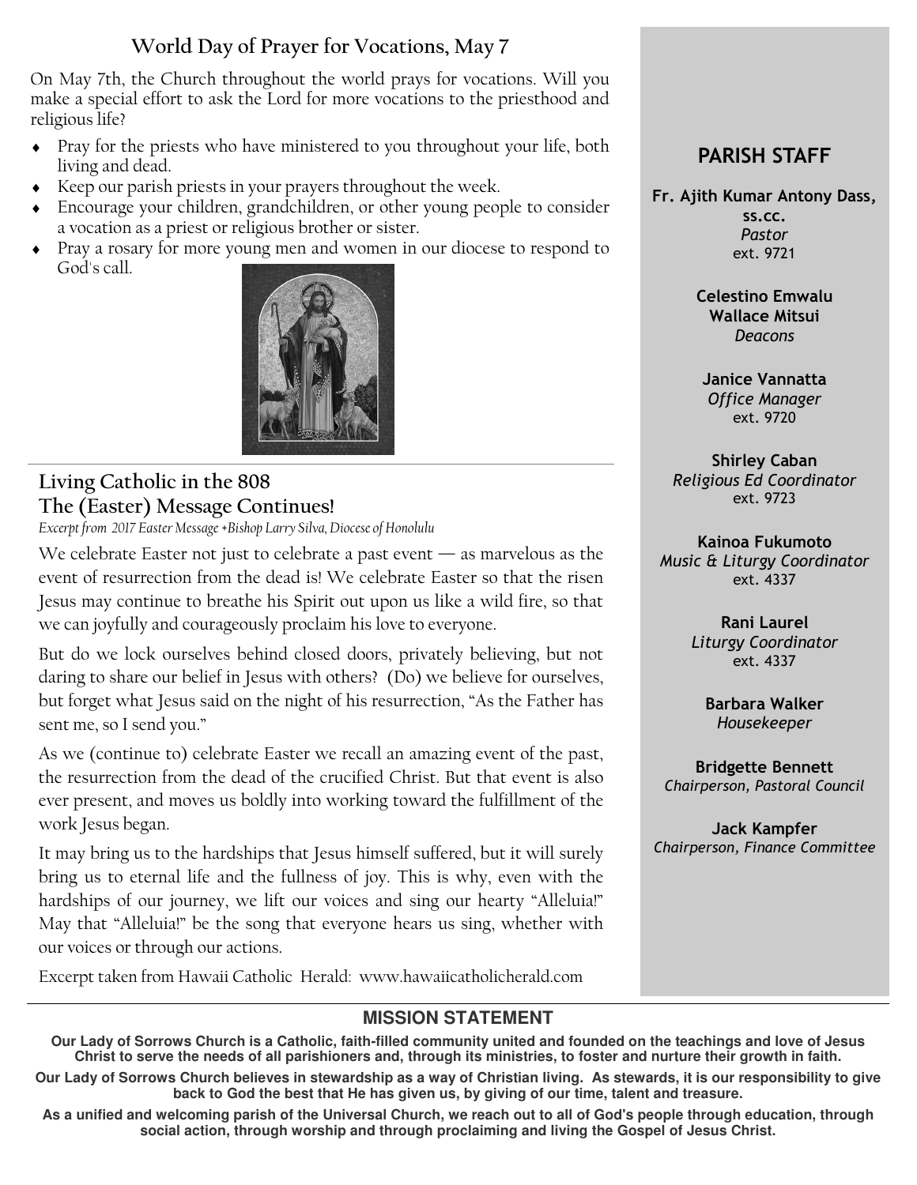## World Day of Prayer for Vocations, May 7

On May 7th, the Church throughout the world prays for vocations. Will you make a special effort to ask the Lord for more vocations to the priesthood and religious life?

- Pray for the priests who have ministered to you throughout your life, both living and dead.
- Keep our parish priests in your prayers throughout the week.
- Encourage your children, grandchildren, or other young people to consider a vocation as a priest or religious brother or sister.
- Pray a rosary for more young men and women in our diocese to respond to God's call.

## Living Catholic in the 808
## The (Easter) Message Continues!

*Excerpt from 2017 Easter Message +Bishop Larry Silva, Diocese of Honolulu*

We celebrate Easter not just to celebrate a past event — as marvelous as the event of resurrection from the dead is! We celebrate Easter so that the risen Jesus may continue to breathe his Spirit out upon us like a wild fire, so that we can joyfully and courageously proclaim his love to everyone.

But do we lock ourselves behind closed doors, privately believing, but not daring to share our belief in Jesus with others? (Do) we believe for ourselves, but forget what Jesus said on the night of his resurrection, "As the Father has sent me, so I send you."

As we (continue to) celebrate Easter we recall an amazing event of the past, the resurrection from the dead of the crucified Christ. But that event is also ever present, and moves us boldly into working toward the fulfillment of the work Jesus began.

It may bring us to the hardships that Jesus himself suffered, but it will surely bring us to eternal life and the fullness of joy. This is why, even with the hardships of our journey, we lift our voices and sing our hearty "Alleluia!" May that "Alleluia!" be the song that everyone hears us sing, whether with our voices or through our actions.

Excerpt taken from Hawaii Catholic Herald: www.hawaiicatholicherald.com

## PARISH STAFF

**Fr. Ajith Kumar Antony Dass, ss.cc.**
*Pastor*
ext. 9721

**Celestino Emwalu**
**Wallace Mitsui**
*Deacons*

**Janice Vannatta**
*Office Manager*
ext. 9720

**Shirley Caban**
*Religious Ed Coordinator*
ext. 9723

**Kainoa Fukumoto**
*Music & Liturgy Coordinator*
ext. 4337

**Rani Laurel**
*Liturgy Coordinator*
ext. 4337

**Barbara Walker**
*Housekeeper*

**Bridgette Bennett**
*Chairperson, Pastoral Council*

**Jack Kampfer**
*Chairperson, Finance Committee*

## MISSION STATEMENT

**Our Lady of Sorrows Church is a Catholic, faith-filled community united and founded on the teachings and love of Jesus Christ to serve the needs of all parishioners and, through its ministries, to foster and nurture their growth in faith.**

**Our Lady of Sorrows Church believes in stewardship as a way of Christian living. As stewards, it is our responsibility to give back to God the best that He has given us, by giving of our time, talent and treasure.**

**As a unified and welcoming parish of the Universal Church, we reach out to all of God's people through education, through social action, through worship and through proclaiming and living the Gospel of Jesus Christ.**